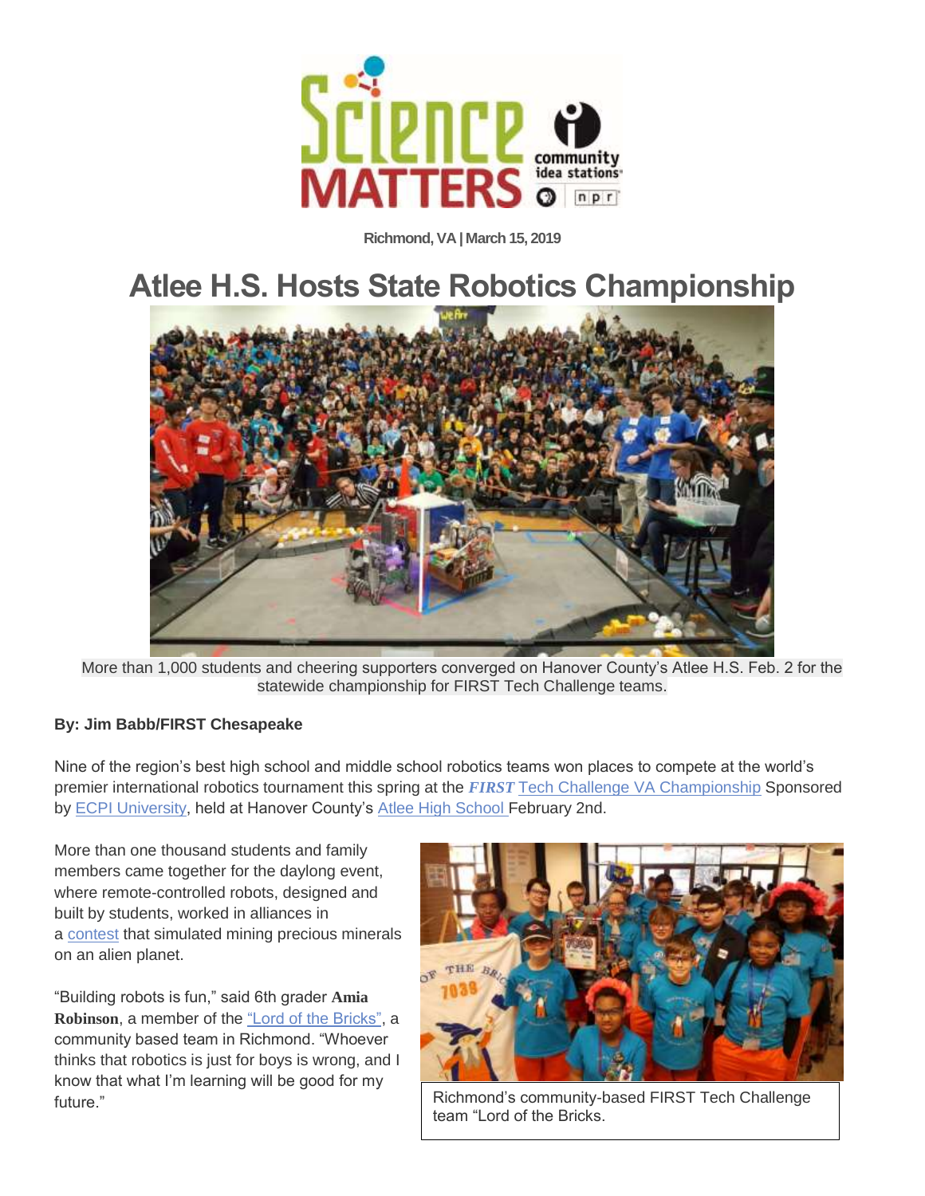Richmond, VA | March 15, 2019

# Atlee H.S. Hosts State Robotics Championship

More than 1,000 students and cheering supporters converged on Hanover County's Atlee H.S. Feb. 2 for the statewide championship for FIRST Tech Challenge teams.

**By: Jim Babb/FIRST Chesapeake**

Nine of the region's best high school and middle school robotics teams won places to compete at the world's premier international robotics tournament this spring at the ***FIRST*** Tech Challenge VA Championship Sponsored by ECPI University, held at Hanover County's Atlee High School February 2nd.

More than one thousand students and family members came together for the daylong event, where remote-controlled robots, designed and built by students, worked in alliances in a contest that simulated mining precious minerals on an alien planet.

"Building robots is fun," said 6th grader **Amia Robinson**, a member of the "Lord of the Bricks", a community based team in Richmond. "Whoever thinks that robotics is just for boys is wrong, and I know that what I'm learning will be good for my future."

Richmond's community-based FIRST Tech Challenge team "Lord of the Bricks.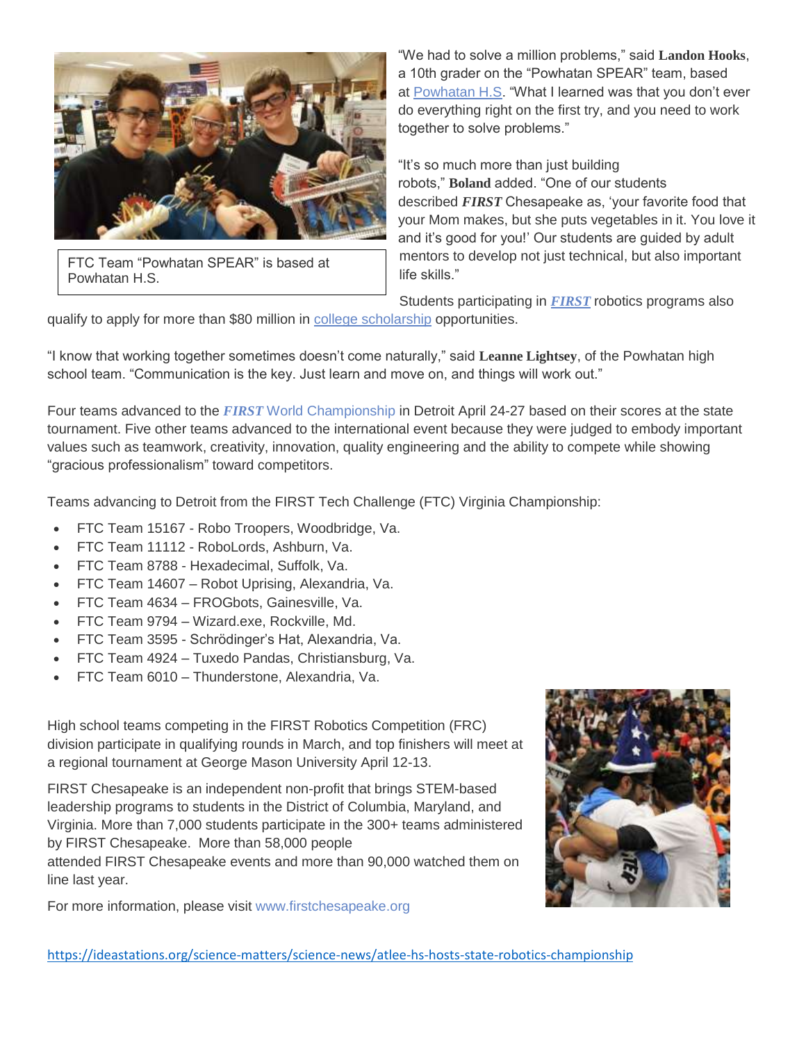FTC Team "Powhatan SPEAR" is based at Powhatan H.S.

"We had to solve a million problems," said **Landon Hooks**, a 10th grader on the "Powhatan SPEAR" team, based at Powhatan H.S. "What I learned was that you don't ever do everything right on the first try, and you need to work together to solve problems."

"It's so much more than just building robots," **Boland** added. "One of our students described ***FIRST*** Chesapeake as, 'your favorite food that your Mom makes, but she puts vegetables in it. You love it and it's good for you!' Our students are guided by adult mentors to develop not just technical, but also important life skills."

Students participating in ***FIRST*** robotics programs also qualify to apply for more than $80 million in college scholarship opportunities.

"I know that working together sometimes doesn't come naturally," said **Leanne Lightsey**, of the Powhatan high school team. "Communication is the key. Just learn and move on, and things will work out."

Four teams advanced to the ***FIRST*** World Championship in Detroit April 24-27 based on their scores at the state tournament. Five other teams advanced to the international event because they were judged to embody important values such as teamwork, creativity, innovation, quality engineering and the ability to compete while showing "gracious professionalism" toward competitors.

Teams advancing to Detroit from the FIRST Tech Challenge (FTC) Virginia Championship:

- FTC Team 15167 - Robo Troopers, Woodbridge, Va.
- FTC Team 11112 - RoboLords, Ashburn, Va.
- FTC Team 8788 - Hexadecimal, Suffolk, Va.
- FTC Team 14607 – Robot Uprising, Alexandria, Va.
- FTC Team 4634 – FROGbots, Gainesville, Va.
- FTC Team 9794 – Wizard.exe, Rockville, Md.
- FTC Team 3595 - Schrödinger's Hat, Alexandria, Va.
- FTC Team 4924 – Tuxedo Pandas, Christiansburg, Va.
- FTC Team 6010 – Thunderstone, Alexandria, Va.

High school teams competing in the FIRST Robotics Competition (FRC) division participate in qualifying rounds in March, and top finishers will meet at a regional tournament at George Mason University April 12-13.

FIRST Chesapeake is an independent non-profit that brings STEM-based leadership programs to students in the District of Columbia, Maryland, and Virginia. More than 7,000 students participate in the 300+ teams administered by FIRST Chesapeake. More than 58,000 people attended FIRST Chesapeake events and more than 90,000 watched them on line last year.

For more information, please visit www.firstchesapeake.org

https://ideastations.org/science-matters/science-news/atlee-hs-hosts-state-robotics-championship